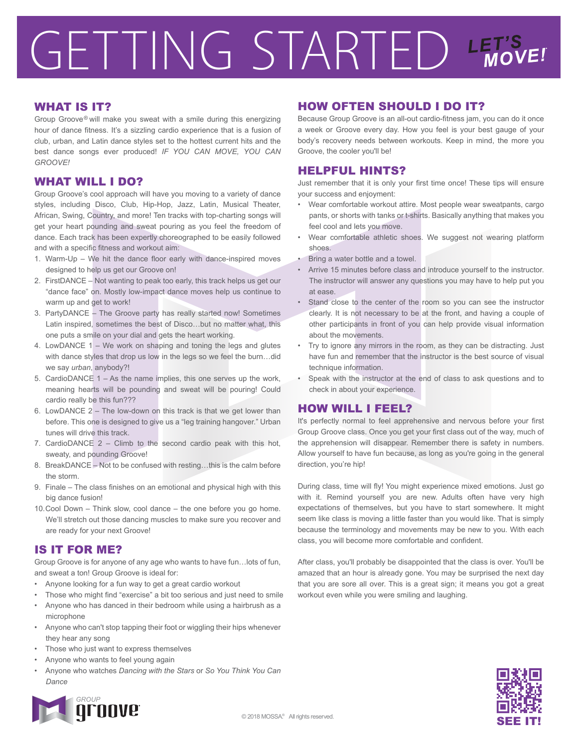# GETTING STARTED

LET'S MOVE!

## WHAT IS IT?

Group Groove® will make you sweat with a smile during this energizing hour of dance fitness. It's a sizzling cardio experience that is a fusion of club, urban, and Latin dance styles set to the hottest current hits and the best dance songs ever produced! *IF YOU CAN MOVE, YOU CAN GROOVE!*

## WHAT WILL I DO?

Group Groove's cool approach will have you moving to a variety of dance styles, including Disco, Club, Hip-Hop, Jazz, Latin, Musical Theater, African, Swing, Country, and more! Ten tracks with top-charting songs will get your heart pounding and sweat pouring as you feel the freedom of dance. Each track has been expertly choreographed to be easily followed and with a specific fitness and workout aim:

1. Warm-Up – We hit the dance floor early with dance-inspired moves designed to help us get our Groove on!
2. FirstDANCE – Not wanting to peak too early, this track helps us get our "dance face" on. Mostly low-impact dance moves help us continue to warm up and get to work!
3. PartyDANCE – The Groove party has really started now! Sometimes Latin inspired, sometimes the best of Disco…but no matter what, this one puts a smile on your dial and gets the heart working.
4. LowDANCE 1 – We work on shaping and toning the legs and glutes with dance styles that drop us low in the legs so we feel the burn…did we say *urban*, anybody?!
5. CardioDANCE 1 – As the name implies, this one serves up the work, meaning hearts will be pounding and sweat will be pouring! Could cardio really be this fun???
6. LowDANCE 2 – The low-down on this track is that we get lower than before. This one is designed to give us a "leg training hangover." Urban tunes will drive this track.
7. CardioDANCE 2 – Climb to the second cardio peak with this hot, sweaty, and pounding Groove!
8. BreakDANCE – Not to be confused with resting…this is the calm before the storm.
9. Finale – The class finishes on an emotional and physical high with this big dance fusion!
10. Cool Down – Think slow, cool dance – the one before you go home. We'll stretch out those dancing muscles to make sure you recover and are ready for your next Groove!

## IS IT FOR ME?

Group Groove is for anyone of any age who wants to have fun…lots of fun, and sweat a ton! Group Groove is ideal for:

- Anyone looking for a fun way to get a great cardio workout
- Those who might find "exercise" a bit too serious and just need to smile
- Anyone who has danced in their bedroom while using a hairbrush as a microphone
- Anyone who can't stop tapping their foot or wiggling their hips whenever they hear any song
- Those who just want to express themselves
- Anyone who wants to feel young again
- Anyone who watches *Dancing with the Stars* or *So You Think You Can Dance*

## HOW OFTEN SHOULD I DO IT?

Because Group Groove is an all-out cardio-fitness jam, you can do it once a week or Groove every day. How you feel is your best gauge of your body's recovery needs between workouts. Keep in mind, the more you Groove, the cooler you'll be!

## HELPFUL HINTS?

Just remember that it is only your first time once! These tips will ensure your success and enjoyment:

- Wear comfortable workout attire. Most people wear sweatpants, cargo pants, or shorts with tanks or t-shirts. Basically anything that makes you feel cool and lets you move.
- Wear comfortable athletic shoes. We suggest not wearing platform shoes.
- Bring a water bottle and a towel.
- Arrive 15 minutes before class and introduce yourself to the instructor. The instructor will answer any questions you may have to help put you at ease.
- Stand close to the center of the room so you can see the instructor clearly. It is not necessary to be at the front, and having a couple of other participants in front of you can help provide visual information about the movements.
- Try to ignore any mirrors in the room, as they can be distracting. Just have fun and remember that the instructor is the best source of visual technique information.
- Speak with the instructor at the end of class to ask questions and to check in about your experience.

## HOW WILL I FEEL?

It's perfectly normal to feel apprehensive and nervous before your first Group Groove class. Once you get your first class out of the way, much of the apprehension will disappear. Remember there is safety in numbers. Allow yourself to have fun because, as long as you're going in the general direction, you're hip!

During class, time will fly! You might experience mixed emotions. Just go with it. Remind yourself you are new. Adults often have very high expectations of themselves, but you have to start somewhere. It might seem like class is moving a little faster than you would like. That is simply because the terminology and movements may be new to you. With each class, you will become more comfortable and confident.

After class, you'll probably be disappointed that the class is over. You'll be amazed that an hour is already gone. You may be surprised the next day that you are sore all over. This is a great sign; it means you got a great workout even while you were smiling and laughing.

GROUP groove

© 2018 MOSSA® All rights reserved.

SEE IT!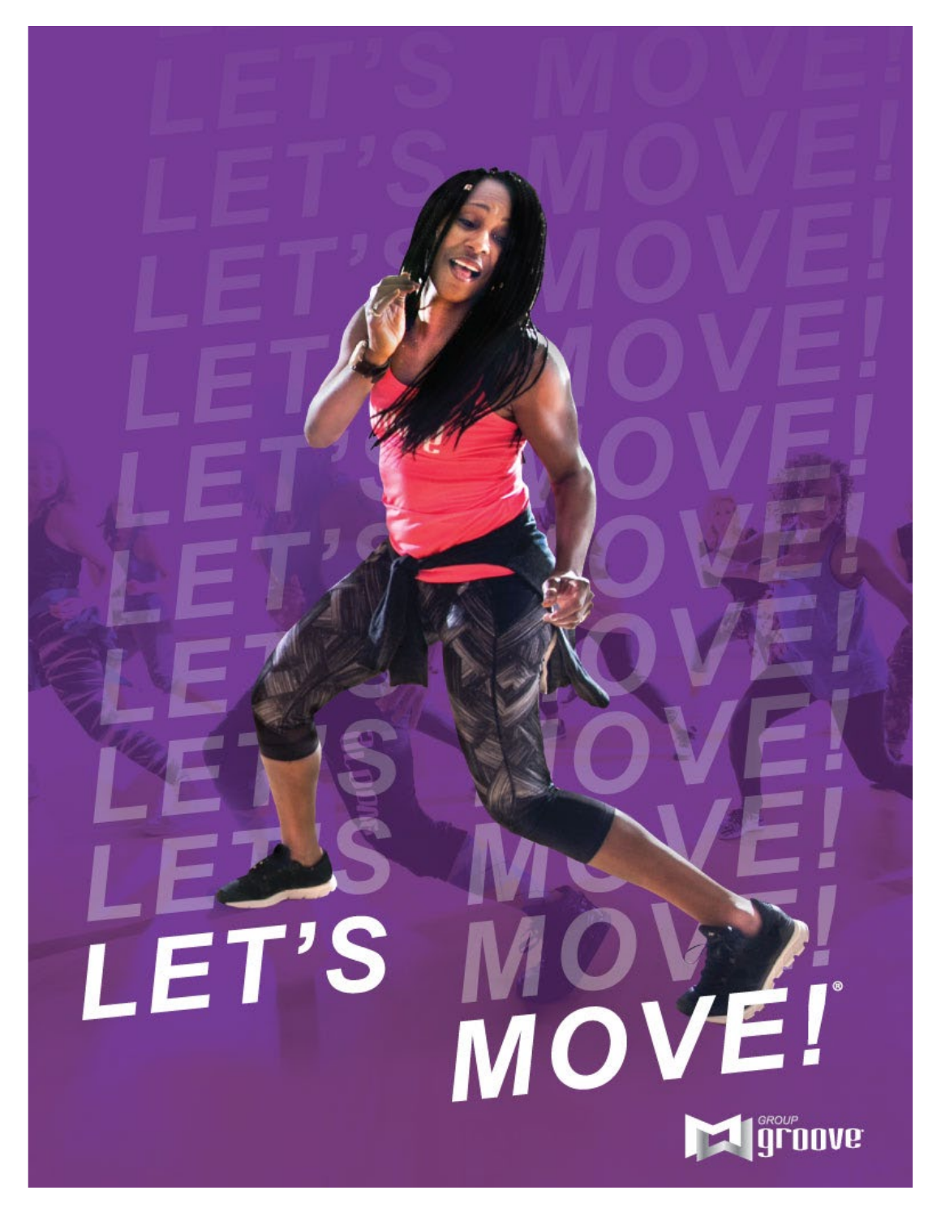# LET'S MOVE!®

GROUP groove